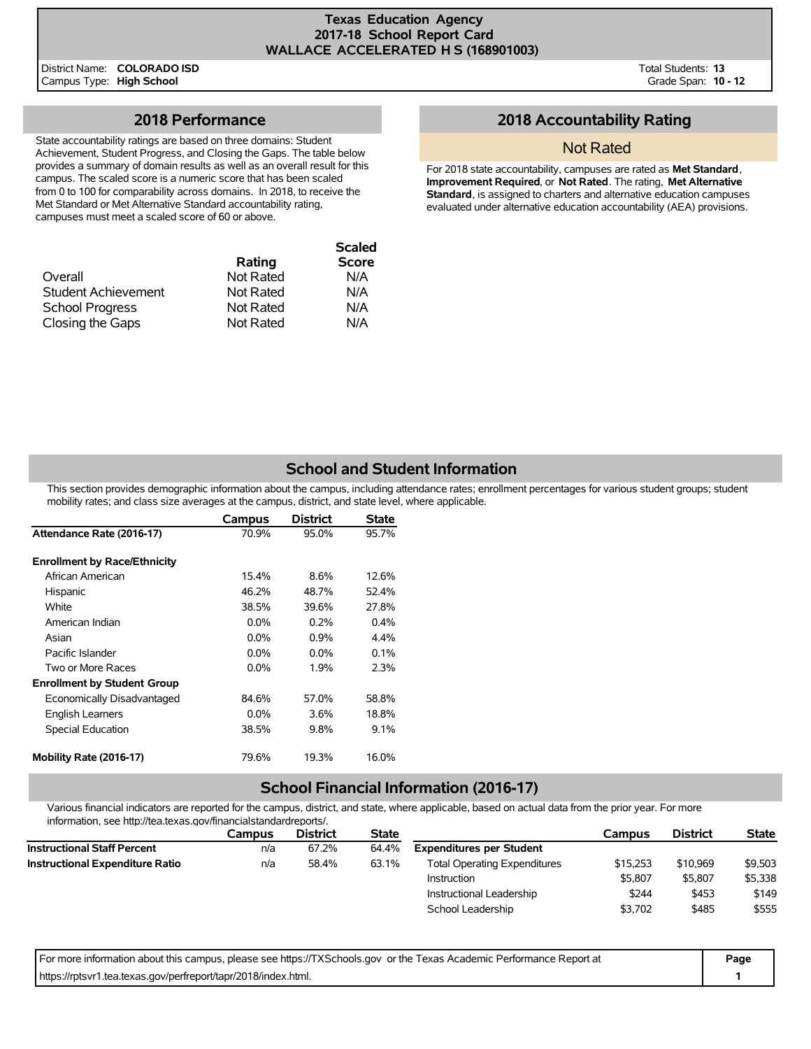# Texas Education Agency
## 2017-18 School Report Card
## WALLACE ACCELERATED H S (168901003)

District Name: **COLORADO ISD**
Campus Type: **High School**

Total Students: **13**
Grade Span: **10 - 12**

## 2018 Performance

State accountability ratings are based on three domains: Student Achievement, Student Progress, and Closing the Gaps. The table below provides a summary of domain results as well as an overall result for this campus. The scaled score is a numeric score that has been scaled from 0 to 100 for comparability across domains. In 2018, to receive the Met Standard or Met Alternative Standard accountability rating, campuses must meet a scaled score of 60 or above.

| | Rating | Scaled Score |
|---|---|---|
| Overall | Not Rated | N/A |
| Student Achievement | Not Rated | N/A |
| School Progress | Not Rated | N/A |
| Closing the Gaps | Not Rated | N/A |

## 2018 Accountability Rating

Not Rated

For 2018 state accountability, campuses are rated as **Met Standard**, **Improvement Required**, or **Not Rated**. The rating, **Met Alternative Standard**, is assigned to charters and alternative education campuses evaluated under alternative education accountability (AEA) provisions.

## School and Student Information

This section provides demographic information about the campus, including attendance rates; enrollment percentages for various student groups; student mobility rates; and class size averages at the campus, district, and state level, where applicable.

| | Campus | District | State |
|---|---|---|---|
| **Attendance Rate (2016-17)** | 70.9% | 95.0% | 95.7% |
| **Enrollment by Race/Ethnicity** | | | |
| African American | 15.4% | 8.6% | 12.6% |
| Hispanic | 46.2% | 48.7% | 52.4% |
| White | 38.5% | 39.6% | 27.8% |
| American Indian | 0.0% | 0.2% | 0.4% |
| Asian | 0.0% | 0.9% | 4.4% |
| Pacific Islander | 0.0% | 0.0% | 0.1% |
| Two or More Races | 0.0% | 1.9% | 2.3% |
| **Enrollment by Student Group** | | | |
| Economically Disadvantaged | 84.6% | 57.0% | 58.8% |
| English Learners | 0.0% | 3.6% | 18.8% |
| Special Education | 38.5% | 9.8% | 9.1% |
| **Mobility Rate (2016-17)** | 79.6% | 19.3% | 16.0% |

## School Financial Information (2016-17)

Various financial indicators are reported for the campus, district, and state, where applicable, based on actual data from the prior year. For more information, see http://tea.texas.gov/financialstandardreports/.

| | Campus | District | State |
|---|---|---|---|
| **Instructional Staff Percent** | n/a | 67.2% | 64.4% |
| **Instructional Expenditure Ratio** | n/a | 58.4% | 63.1% |

| | Campus | District | State |
|---|---|---|---|
| **Expenditures per Student** | | | |
| Total Operating Expenditures | $15,253 | $10,969 | $9,503 |
| Instruction | $5,807 | $5,807 | $5,338 |
| Instructional Leadership | $244 | $453 | $149 |
| School Leadership | $3,702 | $485 | $555 |

For more information about this campus, please see https://TXSchools.gov or the Texas Academic Performance Report at https://rptsvr1.tea.texas.gov/perfreport/tapr/2018/index.html.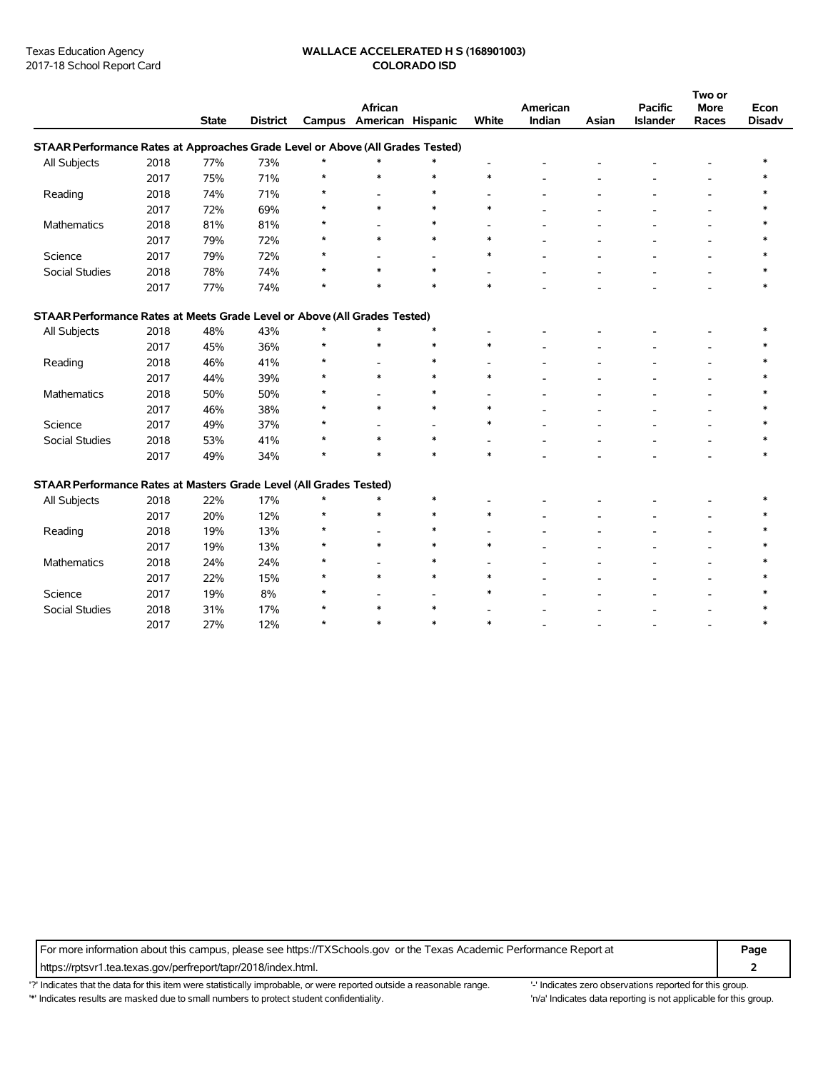Texas Education Agency
2017-18 School Report Card

**WALLACE ACCELERATED H S (168901003)**
**COLORADO ISD**

| | | State | District | Campus | African American | Hispanic | White | American Indian | Asian | Pacific Islander | Two or More Races | Econ Disadv |
|---|---|---|---|---|---|---|---|---|---|---|---|---|
| **STAAR Performance Rates at Approaches Grade Level or Above (All Grades Tested)** | | | | | | | | | | | | |
| All Subjects | 2018 | 77% | 73% | * | * | * | - | - | - | - | - | * |
| | 2017 | 75% | 71% | * | * | * | * | - | - | - | - | * |
| Reading | 2018 | 74% | 71% | * | - | * | - | - | - | - | - | * |
| | 2017 | 72% | 69% | * | * | * | * | - | - | - | - | * |
| Mathematics | 2018 | 81% | 81% | * | - | * | - | - | - | - | - | * |
| | 2017 | 79% | 72% | * | * | * | * | - | - | - | - | * |
| Science | 2017 | 79% | 72% | * | - | - | * | - | - | - | - | * |
| Social Studies | 2018 | 78% | 74% | * | * | * | - | - | - | - | - | * |
| | 2017 | 77% | 74% | * | * | * | * | - | - | - | - | * |
| **STAAR Performance Rates at Meets Grade Level or Above (All Grades Tested)** | | | | | | | | | | | | |
| All Subjects | 2018 | 48% | 43% | * | * | * | - | - | - | - | - | * |
| | 2017 | 45% | 36% | * | * | * | * | - | - | - | - | * |
| Reading | 2018 | 46% | 41% | * | - | * | - | - | - | - | - | * |
| | 2017 | 44% | 39% | * | * | * | * | - | - | - | - | * |
| Mathematics | 2018 | 50% | 50% | * | - | * | - | - | - | - | - | * |
| | 2017 | 46% | 38% | * | * | * | * | - | - | - | - | * |
| Science | 2017 | 49% | 37% | * | - | - | * | - | - | - | - | * |
| Social Studies | 2018 | 53% | 41% | * | * | * | - | - | - | - | - | * |
| | 2017 | 49% | 34% | * | * | * | * | - | - | - | - | * |
| **STAAR Performance Rates at Masters Grade Level (All Grades Tested)** | | | | | | | | | | | | |
| All Subjects | 2018 | 22% | 17% | * | * | * | - | - | - | - | - | * |
| | 2017 | 20% | 12% | * | * | * | * | - | - | - | - | * |
| Reading | 2018 | 19% | 13% | * | - | * | - | - | - | - | - | * |
| | 2017 | 19% | 13% | * | * | * | * | - | - | - | - | * |
| Mathematics | 2018 | 24% | 24% | * | - | * | - | - | - | - | - | * |
| | 2017 | 22% | 15% | * | * | * | * | - | - | - | - | * |
| Science | 2017 | 19% | 8% | * | - | - | * | - | - | - | - | * |
| Social Studies | 2018 | 31% | 17% | * | * | * | - | - | - | - | - | * |
| | 2017 | 27% | 12% | * | * | * | * | - | - | - | - | * |

For more information about this campus, please see https://TXSchools.gov or the Texas Academic Performance Report at https://rptsvr1.tea.texas.gov/perfreport/tapr/2018/index.html.

'?' Indicates that the data for this item were statistically improbable, or were reported outside a reasonable range.
'*' Indicates results are masked due to small numbers to protect student confidentiality.
'-' Indicates zero observations reported for this group.
'n/a' Indicates data reporting is not applicable for this group.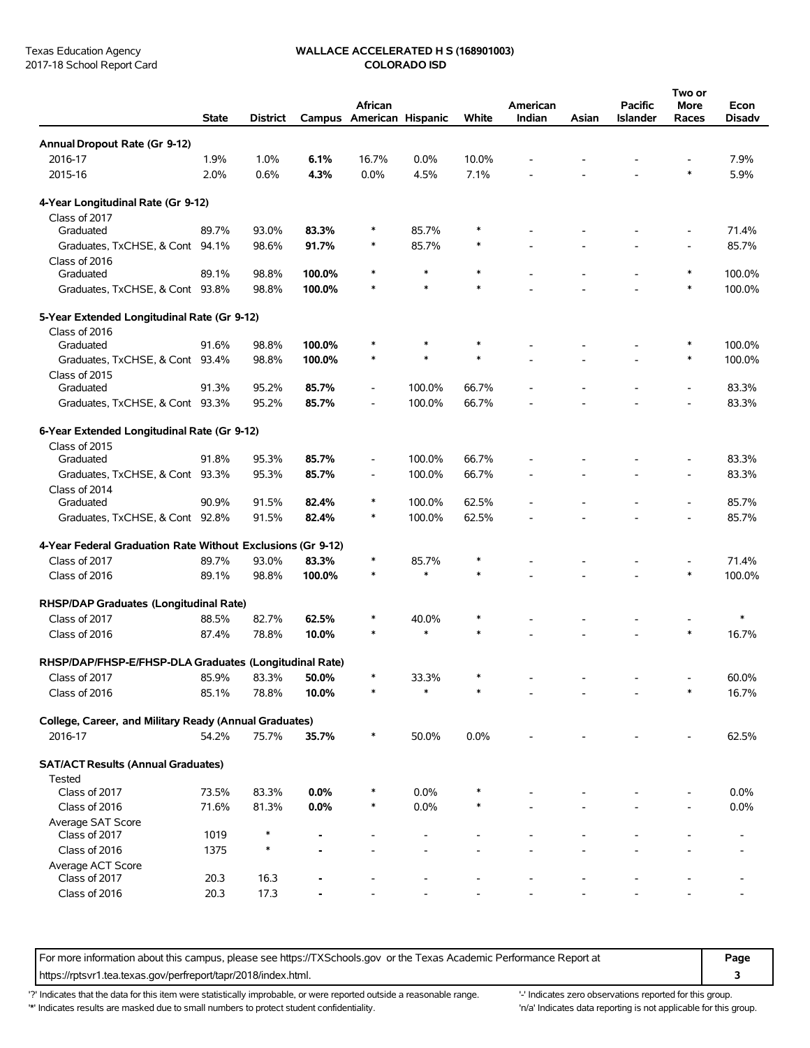Texas Education Agency
2017-18 School Report Card

**WALLACE ACCELERATED H S (168901003)**
**COLORADO ISD**

| | State | District | Campus | African American | Hispanic | White | American Indian | Asian | Pacific Islander | Two or More Races | Econ Disadv |
|---|---|---|---|---|---|---|---|---|---|---|---|
| **Annual Dropout Rate (Gr 9-12)** | | | | | | | | | | | |
| 2016-17 | 1.9% | 1.0% | **6.1%** | 16.7% | 0.0% | 10.0% | - | - | - | - | 7.9% |
| 2015-16 | 2.0% | 0.6% | **4.3%** | 0.0% | 4.5% | 7.1% | - | - | - | * | 5.9% |
| **4-Year Longitudinal Rate (Gr 9-12)** | | | | | | | | | | | |
| Class of 2017 | | | | | | | | | | | |
| Graduated | 89.7% | 93.0% | **83.3%** | * | 85.7% | * | - | - | - | - | 71.4% |
| Graduates, TxCHSE, & Cont | 94.1% | 98.6% | **91.7%** | * | 85.7% | * | - | - | - | - | 85.7% |
| Class of 2016 | | | | | | | | | | | |
| Graduated | 89.1% | 98.8% | **100.0%** | * | * | * | - | - | - | * | 100.0% |
| Graduates, TxCHSE, & Cont | 93.8% | 98.8% | **100.0%** | * | * | * | - | - | - | * | 100.0% |
| **5-Year Extended Longitudinal Rate (Gr 9-12)** | | | | | | | | | | | |
| Class of 2016 | | | | | | | | | | | |
| Graduated | 91.6% | 98.8% | **100.0%** | * | * | * | - | - | - | * | 100.0% |
| Graduates, TxCHSE, & Cont | 93.4% | 98.8% | **100.0%** | * | * | * | - | - | - | * | 100.0% |
| Class of 2015 | | | | | | | | | | | |
| Graduated | 91.3% | 95.2% | **85.7%** | - | 100.0% | 66.7% | - | - | - | - | 83.3% |
| Graduates, TxCHSE, & Cont | 93.3% | 95.2% | **85.7%** | - | 100.0% | 66.7% | - | - | - | - | 83.3% |
| **6-Year Extended Longitudinal Rate (Gr 9-12)** | | | | | | | | | | | |
| Class of 2015 | | | | | | | | | | | |
| Graduated | 91.8% | 95.3% | **85.7%** | - | 100.0% | 66.7% | - | - | - | - | 83.3% |
| Graduates, TxCHSE, & Cont | 93.3% | 95.3% | **85.7%** | - | 100.0% | 66.7% | - | - | - | - | 83.3% |
| Class of 2014 | | | | | | | | | | | |
| Graduated | 90.9% | 91.5% | **82.4%** | * | 100.0% | 62.5% | - | - | - | - | 85.7% |
| Graduates, TxCHSE, & Cont | 92.8% | 91.5% | **82.4%** | * | 100.0% | 62.5% | - | - | - | - | 85.7% |
| **4-Year Federal Graduation Rate Without Exclusions (Gr 9-12)** | | | | | | | | | | | |
| Class of 2017 | 89.7% | 93.0% | **83.3%** | * | 85.7% | * | - | - | - | - | 71.4% |
| Class of 2016 | 89.1% | 98.8% | **100.0%** | * | * | * | - | - | - | * | 100.0% |
| **RHSP/DAP Graduates (Longitudinal Rate)** | | | | | | | | | | | |
| Class of 2017 | 88.5% | 82.7% | **62.5%** | * | 40.0% | * | - | - | - | - | * |
| Class of 2016 | 87.4% | 78.8% | **10.0%** | * | * | * | - | - | - | * | 16.7% |
| **RHSP/DAP/FHSP-E/FHSP-DLA Graduates (Longitudinal Rate)** | | | | | | | | | | | |
| Class of 2017 | 85.9% | 83.3% | **50.0%** | * | 33.3% | * | - | - | - | - | 60.0% |
| Class of 2016 | 85.1% | 78.8% | **10.0%** | * | * | * | - | - | - | * | 16.7% |
| **College, Career, and Military Ready (Annual Graduates)** | | | | | | | | | | | |
| 2016-17 | 54.2% | 75.7% | **35.7%** | * | 50.0% | 0.0% | - | - | - | - | 62.5% |
| **SAT/ACT Results (Annual Graduates)** | | | | | | | | | | | |
| Tested | | | | | | | | | | | |
| Class of 2017 | 73.5% | 83.3% | **0.0%** | * | 0.0% | * | - | - | - | - | 0.0% |
| Class of 2016 | 71.6% | 81.3% | **0.0%** | * | 0.0% | * | - | - | - | - | 0.0% |
| Average SAT Score | | | | | | | | | | | |
| Class of 2017 | 1019 | * | **-** | - | - | - | - | - | - | - | - |
| Class of 2016 | 1375 | * | **-** | - | - | - | - | - | - | - | - |
| Average ACT Score | | | | | | | | | | | |
| Class of 2017 | 20.3 | 16.3 | **-** | - | - | - | - | - | - | - | - |
| Class of 2016 | 20.3 | 17.3 | **-** | - | - | - | - | - | - | - | - |

For more information about this campus, please see https://TXSchools.gov or the Texas Academic Performance Report at https://rptsvr1.tea.texas.gov/perfreport/tapr/2018/index.html.

'?' Indicates that the data for this item were statistically improbable, or were reported outside a reasonable range.
'*' Indicates results are masked due to small numbers to protect student confidentiality.
'-' Indicates zero observations reported for this group.
'n/a' Indicates data reporting is not applicable for this group.